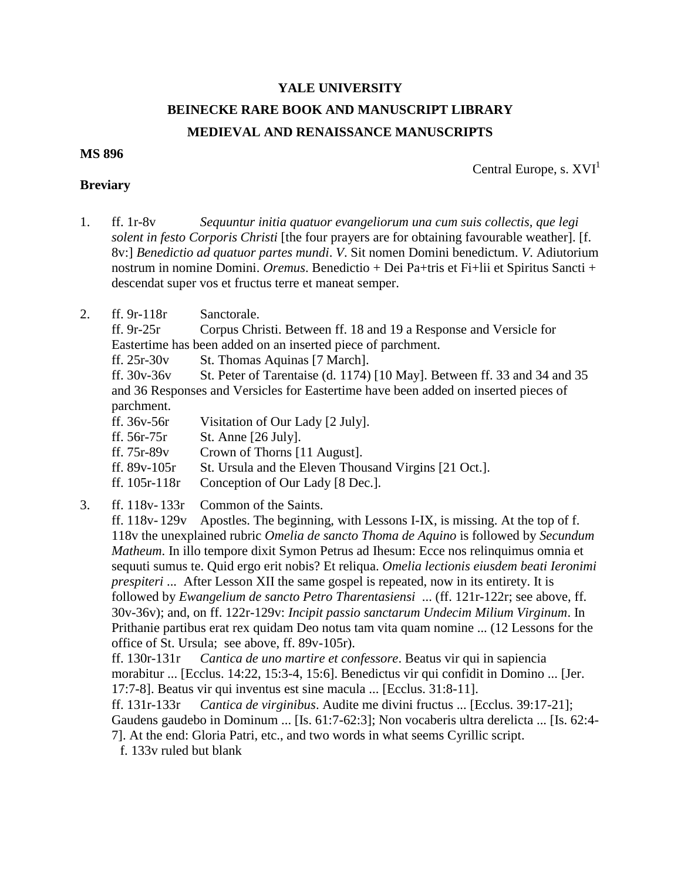**YALE UNIVERSITY**

**BEINECKE RARE BOOK AND MANUSCRIPT LIBRARY**

**MEDIEVAL AND RENAISSANCE MANUSCRIPTS**

**MS 896**

Central Europe, s. XVI[1]

**Breviary**

1. ff. 1r-8v *Sequuntur initia quatuor evangeliorum una cum suis collectis, que legi solent in festo Corporis Christi* [the four prayers are for obtaining favourable weather]. [f. 8v:] *Benedictio ad quatuor partes mundi*. *V*. Sit nomen Domini benedictum. *V*. Adiutorium nostrum in nomine Domini. *Oremus*. Benedictio + Dei Pa+tris et Fi+lii et Spiritus Sancti + descendat super vos et fructus terre et maneat semper.

2. ff. 9r-118r Sanctorale.
   ff. 9r-25r Corpus Christi. Between ff. 18 and 19 a Response and Versicle for Eastertime has been added on an inserted piece of parchment.
   ff. 25r-30v St. Thomas Aquinas [7 March].
   ff. 30v-36v St. Peter of Tarentaise (d. 1174) [10 May]. Between ff. 33 and 34 and 35 and 36 Responses and Versicles for Eastertime have been added on inserted pieces of parchment.
   ff. 36v-56r Visitation of Our Lady [2 July].
   ff. 56r-75r St. Anne [26 July].
   ff. 75r-89v Crown of Thorns [11 August].
   ff. 89v-105r St. Ursula and the Eleven Thousand Virgins [21 Oct.].
   ff. 105r-118r Conception of Our Lady [8 Dec.].

3. ff. 118v- 133r Common of the Saints.
   ff. 118v- 129v Apostles. The beginning, with Lessons I-IX, is missing. At the top of f. 118v the unexplained rubric *Omelia de sancto Thoma de Aquino* is followed by *Secundum Matheum*. In illo tempore dixit Symon Petrus ad Ihesum: Ecce nos relinquimus omnia et sequuti sumus te. Quid ergo erit nobis? Et reliqua. *Omelia lectionis eiusdem beati Ieronimi prespiteri ...* After Lesson XII the same gospel is repeated, now in its entirety. It is followed by *Ewangelium de sancto Petro Tharentasiensi* ... (ff. 121r-122r; see above, ff. 30v-36v); and, on ff. 122r-129v: *Incipit passio sanctarum Undecim Milium Virginum*. In Prithanie partibus erat rex quidam Deo notus tam vita quam nomine ... (12 Lessons for the office of St. Ursula; see above, ff. 89v-105r).
   ff. 130r-131r *Cantica de uno martire et confessore*. Beatus vir qui in sapiencia morabitur ... [Ecclus. 14:22, 15:3-4, 15:6]. Benedictus vir qui confidit in Domino ... [Jer. 17:7-8]. Beatus vir qui inventus est sine macula ... [Ecclus. 31:8-11].
   ff. 131r-133r *Cantica de virginibus*. Audite me divini fructus ... [Ecclus. 39:17-21]; Gaudens gaudebo in Dominum ... [Is. 61:7-62:3]; Non vocaberis ultra derelicta ... [Is. 62:4-7]. At the end: Gloria Patri, etc., and two words in what seems Cyrillic script.
   f. 133v ruled but blank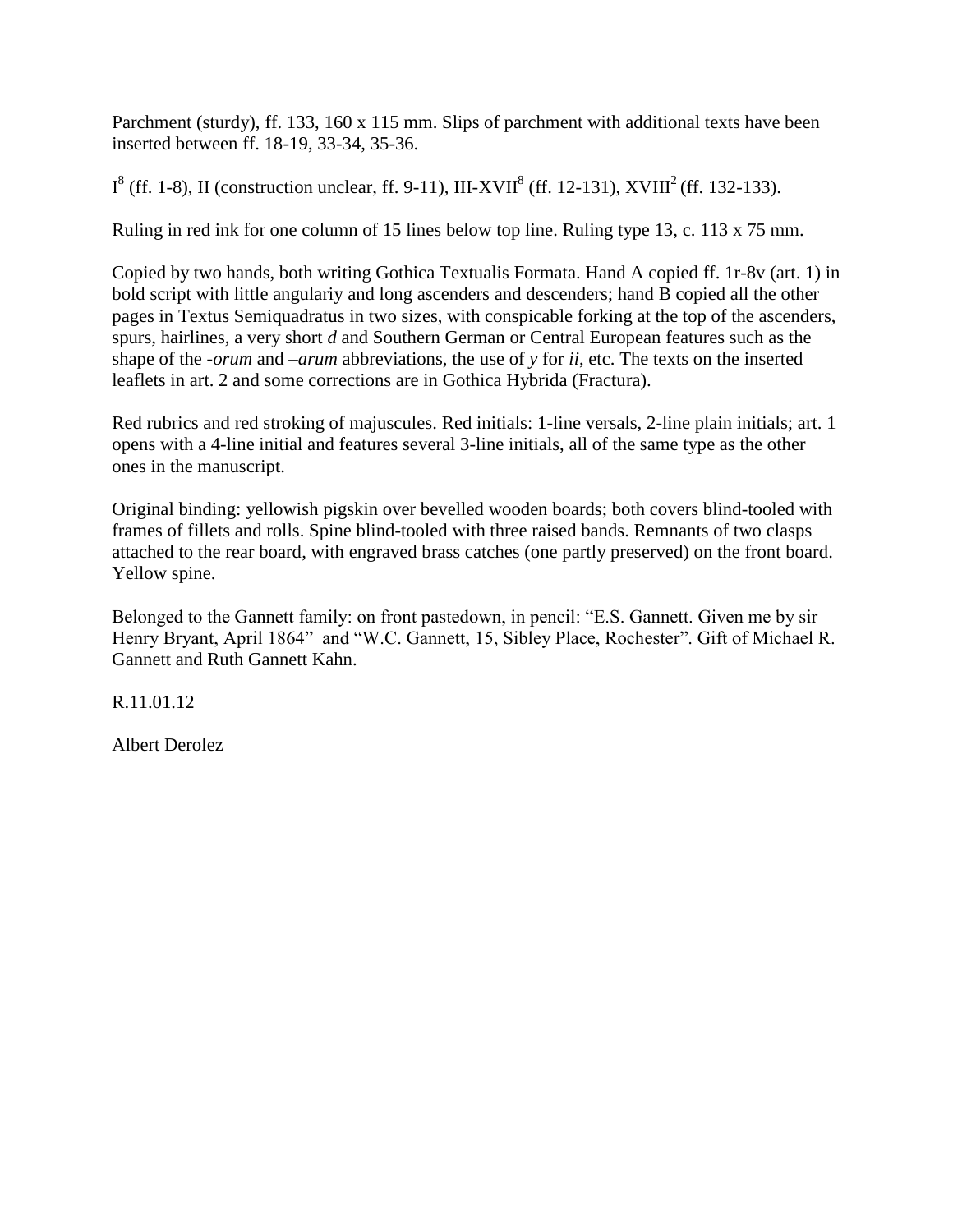Parchment (sturdy), ff. 133, 160 x 115 mm. Slips of parchment with additional texts have been inserted between ff. 18-19, 33-34, 35-36.

$I^8$ (ff. 1-8), II (construction unclear, ff. 9-11), III-$XVII^8$ (ff. 12-131), $XVIII^2$ (ff. 132-133).

Ruling in red ink for one column of 15 lines below top line. Ruling type 13, c. 113 x 75 mm.

Copied by two hands, both writing Gothica Textualis Formata. Hand A copied ff. 1r-8v (art. 1) in bold script with little angulariy and long ascenders and descenders; hand B copied all the other pages in Textus Semiquadratus in two sizes, with conspicable forking at the top of the ascenders, spurs, hairlines, a very short *d* and Southern German or Central European features such as the shape of the *-orum* and *–arum* abbreviations, the use of *y* for *ii*, etc. The texts on the inserted leaflets in art. 2 and some corrections are in Gothica Hybrida (Fractura).

Red rubrics and red stroking of majuscules. Red initials: 1-line versals, 2-line plain initials; art. 1 opens with a 4-line initial and features several 3-line initials, all of the same type as the other ones in the manuscript.

Original binding: yellowish pigskin over bevelled wooden boards; both covers blind-tooled with frames of fillets and rolls. Spine blind-tooled with three raised bands. Remnants of two clasps attached to the rear board, with engraved brass catches (one partly preserved) on the front board. Yellow spine.

Belonged to the Gannett family: on front pastedown, in pencil: "E.S. Gannett. Given me by sir Henry Bryant, April 1864" and "W.C. Gannett, 15, Sibley Place, Rochester". Gift of Michael R. Gannett and Ruth Gannett Kahn.

R.11.01.12

Albert Derolez